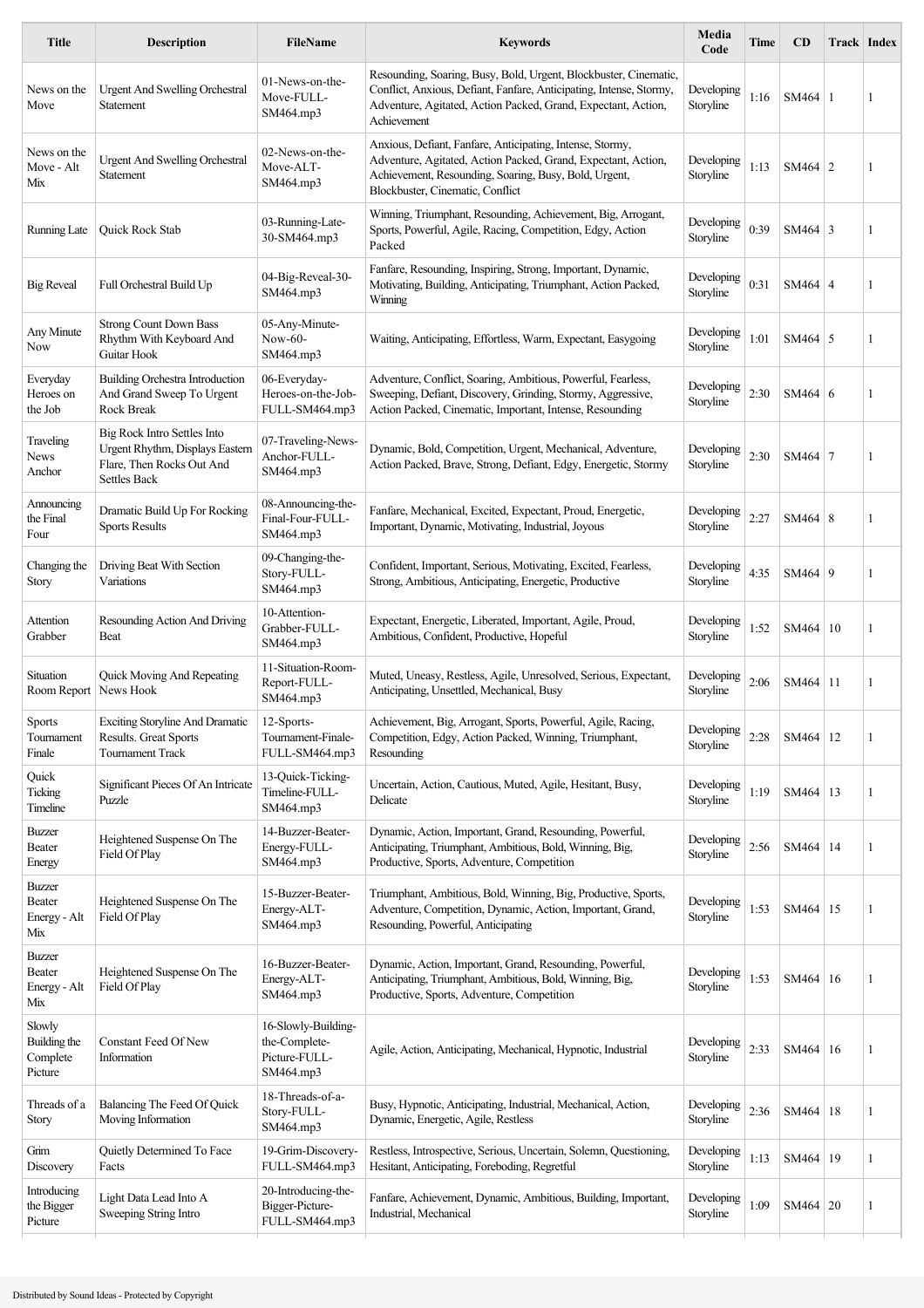| Title | Description | FileName | Keywords | Media Code | Time | CD | Track | Index |
|---|---|---|---|---|---|---|---|---|
| News on the Move | Urgent And Swelling Orchestral Statement | 01-News-on-the-Move-FULL-SM464.mp3 | Resounding, Soaring, Busy, Bold, Urgent, Blockbuster, Cinematic, Conflict, Anxious, Defiant, Fanfare, Anticipating, Intense, Stormy, Adventure, Agitated, Action Packed, Grand, Expectant, Action, Achievement | Developing Storyline | 1:16 | SM464 | 1 | 1 |
| News on the Move - Alt Mix | Urgent And Swelling Orchestral Statement | 02-News-on-the-Move-ALT-SM464.mp3 | Anxious, Defiant, Fanfare, Anticipating, Intense, Stormy, Adventure, Agitated, Action Packed, Grand, Expectant, Action, Achievement, Resounding, Soaring, Busy, Bold, Urgent, Blockbuster, Cinematic, Conflict | Developing Storyline | 1:13 | SM464 | 2 | 1 |
| Running Late | Quick Rock Stab | 03-Running-Late-30-SM464.mp3 | Winning, Triumphant, Resounding, Achievement, Big, Arrogant, Sports, Powerful, Agile, Racing, Competition, Edgy, Action Packed | Developing Storyline | 0:39 | SM464 | 3 | 1 |
| Big Reveal | Full Orchestral Build Up | 04-Big-Reveal-30-SM464.mp3 | Fanfare, Resounding, Inspiring, Strong, Important, Dynamic, Motivating, Building, Anticipating, Triumphant, Action Packed, Winning | Developing Storyline | 0:31 | SM464 | 4 | 1 |
| Any Minute Now | Strong Count Down Bass Rhythm With Keyboard And Guitar Hook | 05-Any-Minute-Now-60-SM464.mp3 | Waiting, Anticipating, Effortless, Warm, Expectant, Easygoing | Developing Storyline | 1:01 | SM464 | 5 | 1 |
| Everyday Heroes on the Job | Building Orchestra Introduction And Grand Sweep To Urgent Rock Break | 06-Everyday-Heroes-on-the-Job-FULL-SM464.mp3 | Adventure, Conflict, Soaring, Ambitious, Powerful, Fearless, Sweeping, Defiant, Discovery, Grinding, Stormy, Aggressive, Action Packed, Cinematic, Important, Intense, Resounding | Developing Storyline | 2:30 | SM464 | 6 | 1 |
| Traveling News Anchor | Big Rock Intro Settles Into Urgent Rhythm, Displays Eastern Flare, Then Rocks Out And Settles Back | 07-Traveling-News-Anchor-FULL-SM464.mp3 | Dynamic, Bold, Competition, Urgent, Mechanical, Adventure, Action Packed, Brave, Strong, Defiant, Edgy, Energetic, Stormy | Developing Storyline | 2:30 | SM464 | 7 | 1 |
| Announcing the Final Four | Dramatic Build Up For Rocking Sports Results | 08-Announcing-the-Final-Four-FULL-SM464.mp3 | Fanfare, Mechanical, Excited, Expectant, Proud, Energetic, Important, Dynamic, Motivating, Industrial, Joyous | Developing Storyline | 2:27 | SM464 | 8 | 1 |
| Changing the Story | Driving Beat With Section Variations | 09-Changing-the-Story-FULL-SM464.mp3 | Confident, Important, Serious, Motivating, Excited, Fearless, Strong, Ambitious, Anticipating, Energetic, Productive | Developing Storyline | 4:35 | SM464 | 9 | 1 |
| Attention Grabber | Resounding Action And Driving Beat | 10-Attention-Grabber-FULL-SM464.mp3 | Expectant, Energetic, Liberated, Important, Agile, Proud, Ambitious, Confident, Productive, Hopeful | Developing Storyline | 1:52 | SM464 | 10 | 1 |
| Situation Room Report | Quick Moving And Repeating News Hook | 11-Situation-Room-Report-FULL-SM464.mp3 | Muted, Uneasy, Restless, Agile, Unresolved, Serious, Expectant, Anticipating, Unsettled, Mechanical, Busy | Developing Storyline | 2:06 | SM464 | 11 | 1 |
| Sports Tournament Finale | Exciting Storyline And Dramatic Results. Great Sports Tournament Track | 12-Sports-Tournament-Finale-FULL-SM464.mp3 | Achievement, Big, Arrogant, Sports, Powerful, Agile, Racing, Competition, Edgy, Action Packed, Winning, Triumphant, Resounding | Developing Storyline | 2:28 | SM464 | 12 | 1 |
| Quick Ticking Timeline | Significant Pieces Of An Intricate Puzzle | 13-Quick-Ticking-Timeline-FULL-SM464.mp3 | Uncertain, Action, Cautious, Muted, Agile, Hesitant, Busy, Delicate | Developing Storyline | 1:19 | SM464 | 13 | 1 |
| Buzzer Beater Energy | Heightened Suspense On The Field Of Play | 14-Buzzer-Beater-Energy-FULL-SM464.mp3 | Dynamic, Action, Important, Grand, Resounding, Powerful, Anticipating, Triumphant, Ambitious, Bold, Winning, Big, Productive, Sports, Adventure, Competition | Developing Storyline | 2:56 | SM464 | 14 | 1 |
| Buzzer Beater Energy - Alt Mix | Heightened Suspense On The Field Of Play | 15-Buzzer-Beater-Energy-ALT-SM464.mp3 | Triumphant, Ambitious, Bold, Winning, Big, Productive, Sports, Adventure, Competition, Dynamic, Action, Important, Grand, Resounding, Powerful, Anticipating | Developing Storyline | 1:53 | SM464 | 15 | 1 |
| Buzzer Beater Energy - Alt Mix | Heightened Suspense On The Field Of Play | 16-Buzzer-Beater-Energy-ALT-SM464.mp3 | Dynamic, Action, Important, Grand, Resounding, Powerful, Anticipating, Triumphant, Ambitious, Bold, Winning, Big, Productive, Sports, Adventure, Competition | Developing Storyline | 1:53 | SM464 | 16 | 1 |
| Slowly Building the Complete Picture | Constant Feed Of New Information | 16-Slowly-Building-the-Complete-Picture-FULL-SM464.mp3 | Agile, Action, Anticipating, Mechanical, Hypnotic, Industrial | Developing Storyline | 2:33 | SM464 | 16 | 1 |
| Threads of a Story | Balancing The Feed Of Quick Moving Information | 18-Threads-of-a-Story-FULL-SM464.mp3 | Busy, Hypnotic, Anticipating, Industrial, Mechanical, Action, Dynamic, Energetic, Agile, Restless | Developing Storyline | 2:36 | SM464 | 18 | 1 |
| Grim Discovery | Quietly Determined To Face Facts | 19-Grim-Discovery-FULL-SM464.mp3 | Restless, Introspective, Serious, Uncertain, Solemn, Questioning, Hesitant, Anticipating, Foreboding, Regretful | Developing Storyline | 1:13 | SM464 | 19 | 1 |
| Introducing the Bigger Picture | Light Data Lead Into A Sweeping String Intro | 20-Introducing-the-Bigger-Picture-FULL-SM464.mp3 | Fanfare, Achievement, Dynamic, Ambitious, Building, Important, Industrial, Mechanical | Developing Storyline | 1:09 | SM464 | 20 | 1 |

Distributed by Sound Ideas - Protected by Copyright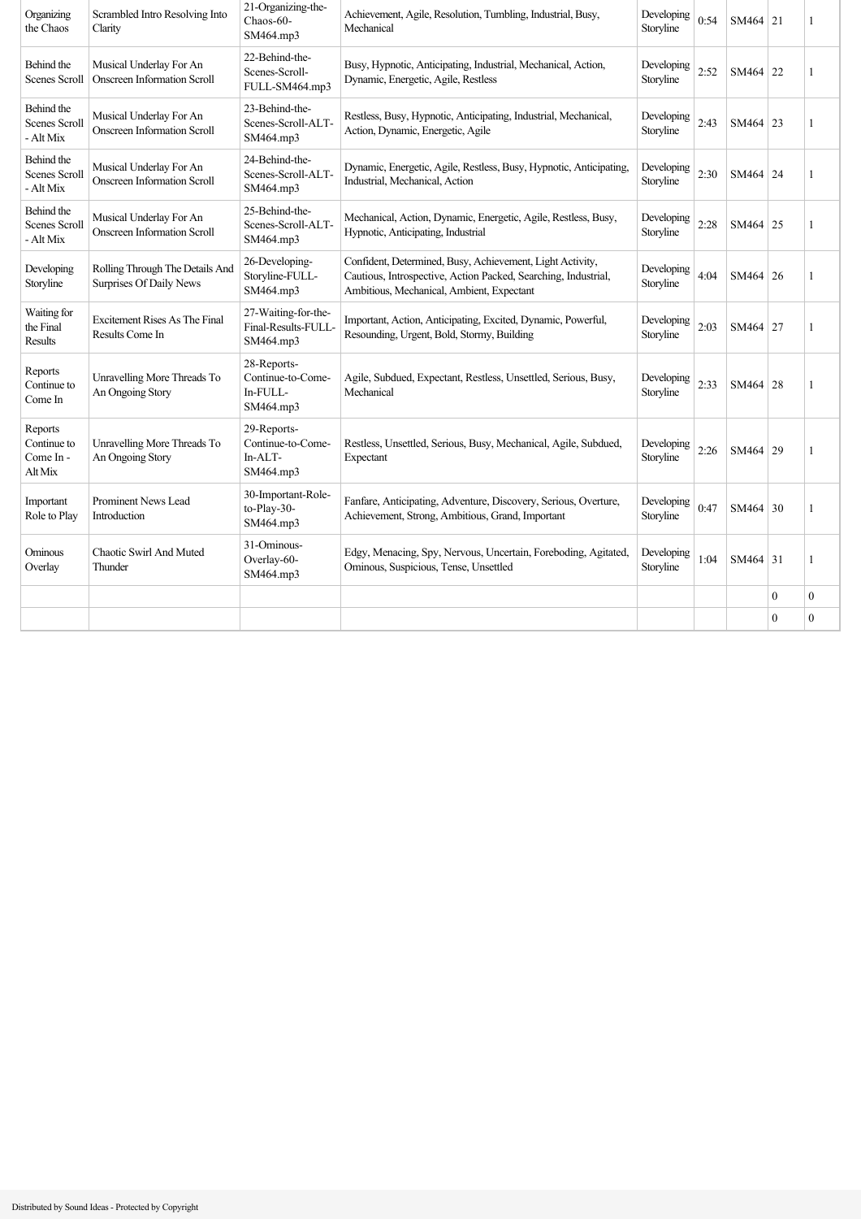| | | | | | | | | |
|---|---|---|---|---|---|---|---|---|
| Organizing the Chaos | Scrambled Intro Resolving Into Clarity | 21-Organizing-the-Chaos-60-SM464.mp3 | Achievement, Agile, Resolution, Tumbling, Industrial, Busy, Mechanical | Developing Storyline | 0:54 | SM464 | 21 | 1 |
| Behind the Scenes Scroll | Musical Underlay For An Onscreen Information Scroll | 22-Behind-the-Scenes-Scroll-FULL-SM464.mp3 | Busy, Hypnotic, Anticipating, Industrial, Mechanical, Action, Dynamic, Energetic, Agile, Restless | Developing Storyline | 2:52 | SM464 | 22 | 1 |
| Behind the Scenes Scroll - Alt Mix | Musical Underlay For An Onscreen Information Scroll | 23-Behind-the-Scenes-Scroll-ALT-SM464.mp3 | Restless, Busy, Hypnotic, Anticipating, Industrial, Mechanical, Action, Dynamic, Energetic, Agile | Developing Storyline | 2:43 | SM464 | 23 | 1 |
| Behind the Scenes Scroll - Alt Mix | Musical Underlay For An Onscreen Information Scroll | 24-Behind-the-Scenes-Scroll-ALT-SM464.mp3 | Dynamic, Energetic, Agile, Restless, Busy, Hypnotic, Anticipating, Industrial, Mechanical, Action | Developing Storyline | 2:30 | SM464 | 24 | 1 |
| Behind the Scenes Scroll - Alt Mix | Musical Underlay For An Onscreen Information Scroll | 25-Behind-the-Scenes-Scroll-ALT-SM464.mp3 | Mechanical, Action, Dynamic, Energetic, Agile, Restless, Busy, Hypnotic, Anticipating, Industrial | Developing Storyline | 2:28 | SM464 | 25 | 1 |
| Developing Storyline | Rolling Through The Details And Surprises Of Daily News | 26-Developing-Storyline-FULL-SM464.mp3 | Confident, Determined, Busy, Achievement, Light Activity, Cautious, Introspective, Action Packed, Searching, Industrial, Ambitious, Mechanical, Ambient, Expectant | Developing Storyline | 4:04 | SM464 | 26 | 1 |
| Waiting for the Final Results | Excitement Rises As The Final Results Come In | 27-Waiting-for-the-Final-Results-FULL-SM464.mp3 | Important, Action, Anticipating, Excited, Dynamic, Powerful, Resounding, Urgent, Bold, Stormy, Building | Developing Storyline | 2:03 | SM464 | 27 | 1 |
| Reports Continue to Come In | Unravelling More Threads To An Ongoing Story | 28-Reports-Continue-to-Come-In-FULL-SM464.mp3 | Agile, Subdued, Expectant, Restless, Unsettled, Serious, Busy, Mechanical | Developing Storyline | 2:33 | SM464 | 28 | 1 |
| Reports Continue to Come In - Alt Mix | Unravelling More Threads To An Ongoing Story | 29-Reports-Continue-to-Come-In-ALT-SM464.mp3 | Restless, Unsettled, Serious, Busy, Mechanical, Agile, Subdued, Expectant | Developing Storyline | 2:26 | SM464 | 29 | 1 |
| Important Role to Play | Prominent News Lead Introduction | 30-Important-Role-to-Play-30-SM464.mp3 | Fanfare, Anticipating, Adventure, Discovery, Serious, Overture, Achievement, Strong, Ambitious, Grand, Important | Developing Storyline | 0:47 | SM464 | 30 | 1 |
| Ominous Overlay | Chaotic Swirl And Muted Thunder | 31-Ominous-Overlay-60-SM464.mp3 | Edgy, Menacing, Spy, Nervous, Uncertain, Foreboding, Agitated, Ominous, Suspicious, Tense, Unsettled | Developing Storyline | 1:04 | SM464 | 31 | 1 |
| | | | | | | | 0 | 0 |
| | | | | | | | 0 | 0 |

Distributed by Sound Ideas - Protected by Copyright